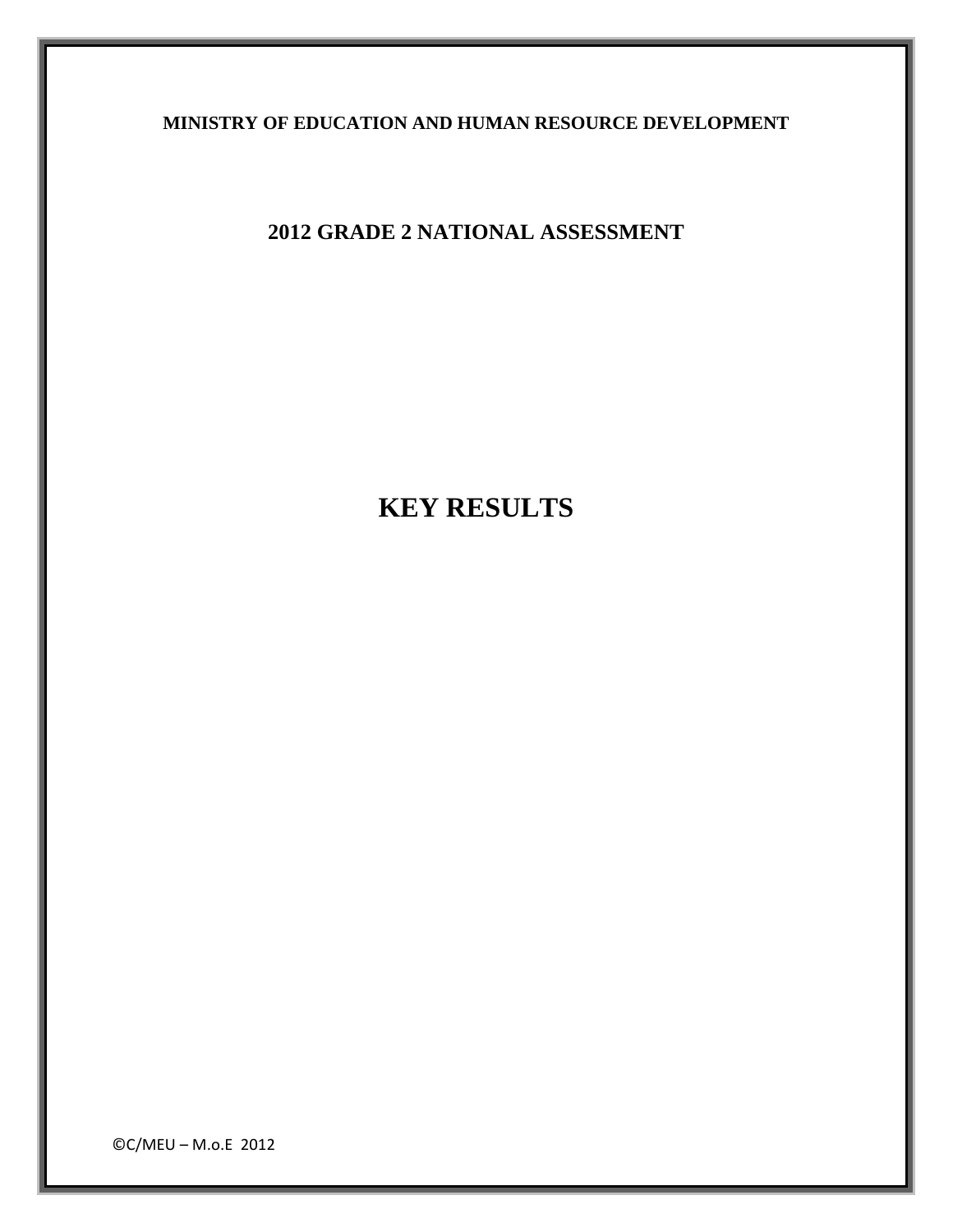**MINISTRY OF EDUCATION AND HUMAN RESOURCE DEVELOPMENT**

## 2012 GRADE 2 NATIONAL ASSESSMENT

# KEY RESULTS

©C/MEU – M.o.E 2012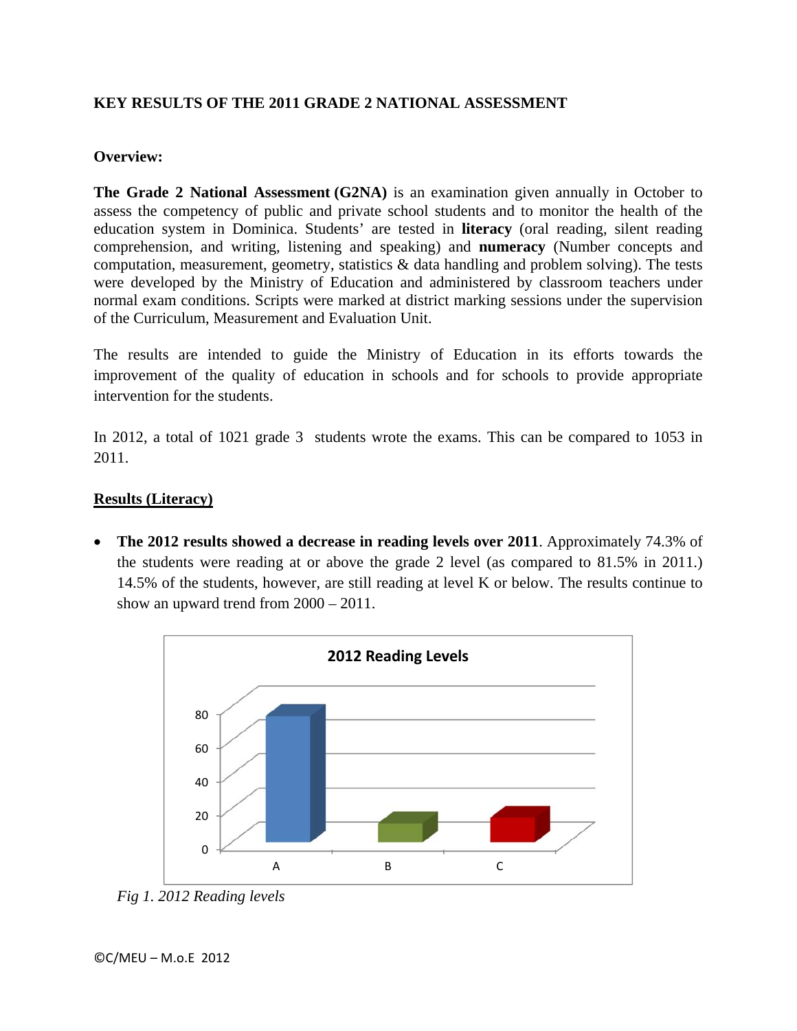**KEY RESULTS OF THE 2011 GRADE 2 NATIONAL ASSESSMENT**

**Overview:**

**The Grade 2 National Assessment (G2NA)** is an examination given annually in October to assess the competency of public and private school students and to monitor the health of the education system in Dominica. Students' are tested in **literacy** (oral reading, silent reading comprehension, and writing, listening and speaking) and **numeracy** (Number concepts and computation, measurement, geometry, statistics & data handling and problem solving). The tests were developed by the Ministry of Education and administered by classroom teachers under normal exam conditions. Scripts were marked at district marking sessions under the supervision of the Curriculum, Measurement and Evaluation Unit.

The results are intended to guide the Ministry of Education in its efforts towards the improvement of the quality of education in schools and for schools to provide appropriate intervention for the students.

In 2012, a total of 1021 grade 3 students wrote the exams. This can be compared to 1053 in 2011.

**Results (Literacy)**

- **The 2012 results showed a decrease in reading levels over 2011**. Approximately 74.3% of the students were reading at or above the grade 2 level (as compared to 81.5% in 2011.) 14.5% of the students, however, are still reading at level K or below. The results continue to show an upward trend from 2000 – 2011.

*Fig 1. 2012 Reading levels*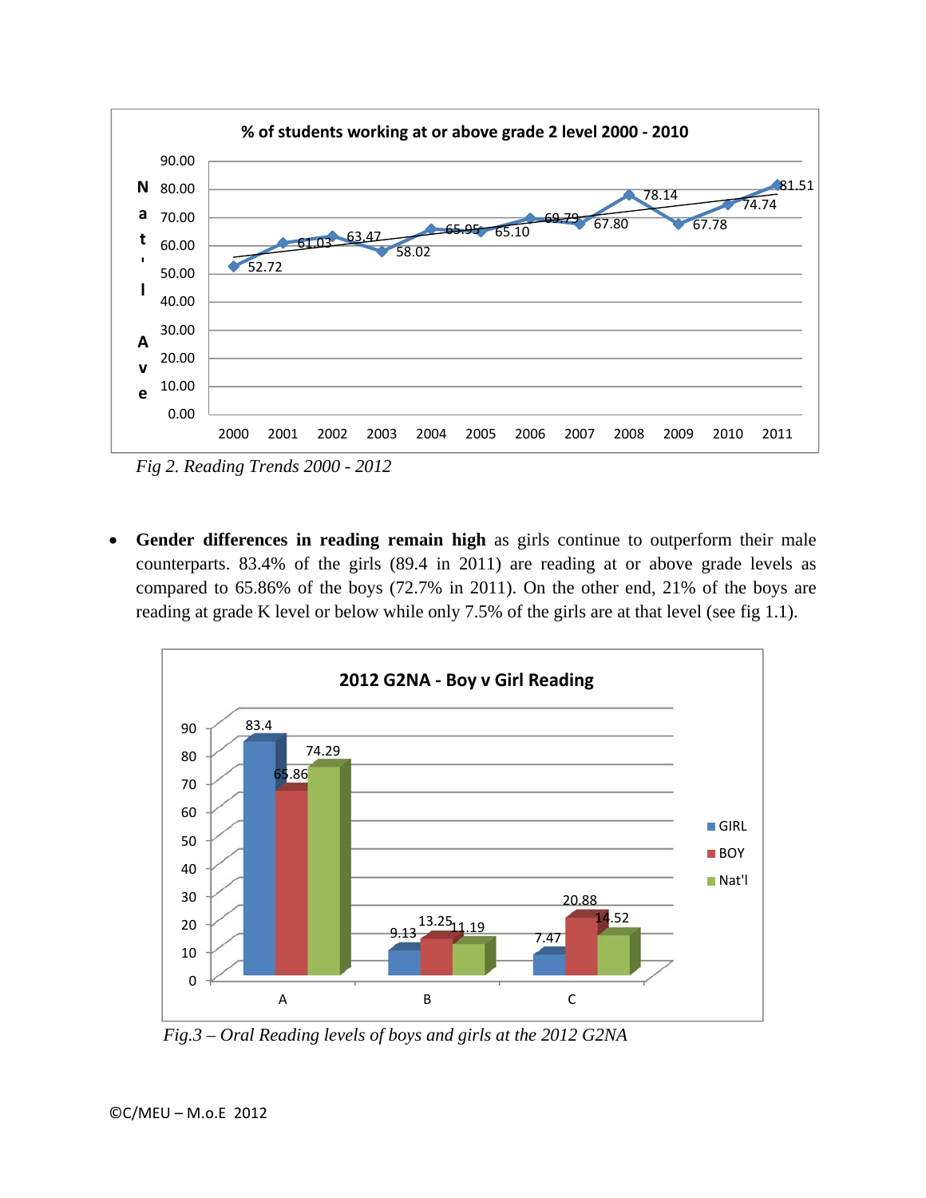*Fig 2. Reading Trends 2000 - 2012*

- **Gender differences in reading remain high** as girls continue to outperform their male counterparts. 83.4% of the girls (89.4 in 2011) are reading at or above grade levels as compared to 65.86% of the boys (72.7% in 2011). On the other end, 21% of the boys are reading at grade K level or below while only 7.5% of the girls are at that level (see fig 1.1).

*Fig.3 – Oral Reading levels of boys and girls at the 2012 G2NA*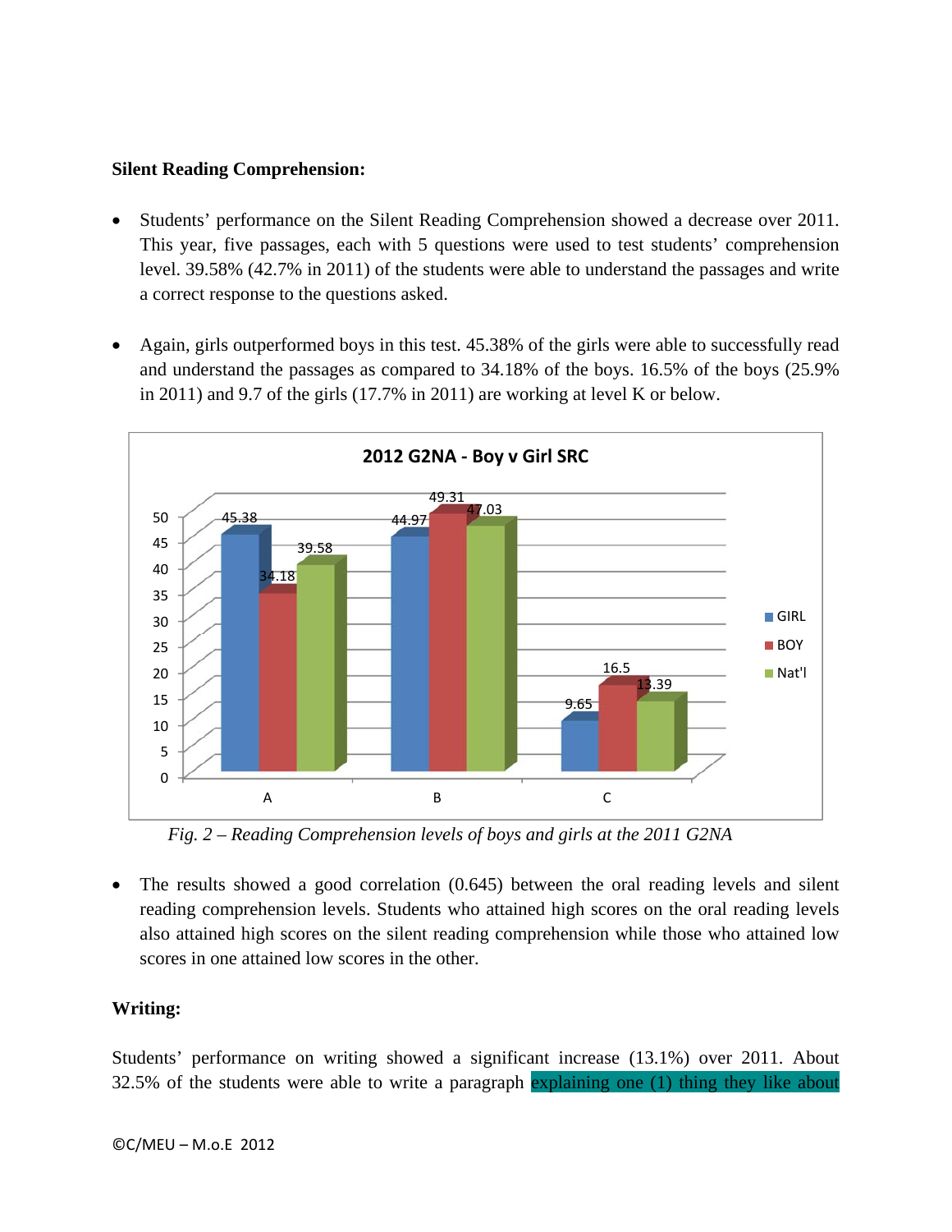**Silent Reading Comprehension:**

- Students' performance on the Silent Reading Comprehension showed a decrease over 2011. This year, five passages, each with 5 questions were used to test students' comprehension level. 39.58% (42.7% in 2011) of the students were able to understand the passages and write a correct response to the questions asked.

- Again, girls outperformed boys in this test. 45.38% of the girls were able to successfully read and understand the passages as compared to 34.18% of the boys. 16.5% of the boys (25.9% in 2011) and 9.7 of the girls (17.7% in 2011) are working at level K or below.

**2012 G2NA - Boy v Girl SRC**

| | GIRL | BOY | Nat'l |
|---|---|---|---|
| A | 45.38 | 34.18 | 39.58 |
| B | 44.97 | 49.31 | 47.03 |
| C | 9.65 | 16.5 | 13.39 |

*Fig. 2 – Reading Comprehension levels of boys and girls at the 2011 G2NA*

- The results showed a good correlation (0.645) between the oral reading levels and silent reading comprehension levels. Students who attained high scores on the oral reading levels also attained high scores on the silent reading comprehension while those who attained low scores in one attained low scores in the other.

**Writing:**

Students' performance on writing showed a significant increase (13.1%) over 2011. About 32.5% of the students were able to write a paragraph explaining one (1) thing they like about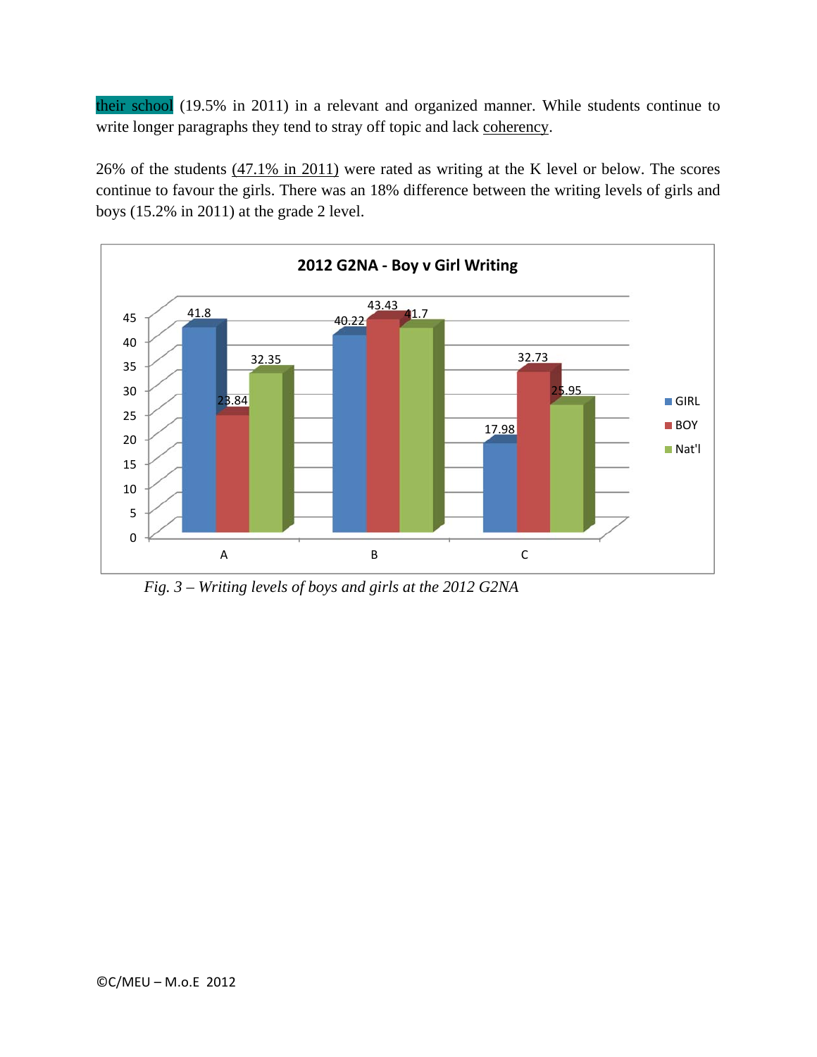their school (19.5% in 2011) in a relevant and organized manner. While students continue to write longer paragraphs they tend to stray off topic and lack coherency.

26% of the students (47.1% in 2011) were rated as writing at the K level or below. The scores continue to favour the girls. There was an 18% difference between the writing levels of girls and boys (15.2% in 2011) at the grade 2 level.

**2012 G2NA - Boy v Girl Writing**

| | GIRL | BOY | Nat'l |
|---|---|---|---|
| A | 41.8 | 23.84 | 32.35 |
| B | 40.22 | 43.43 | 41.7 |
| C | 17.98 | 32.73 | 25.95 |

*Fig. 3 – Writing levels of boys and girls at the 2012 G2NA*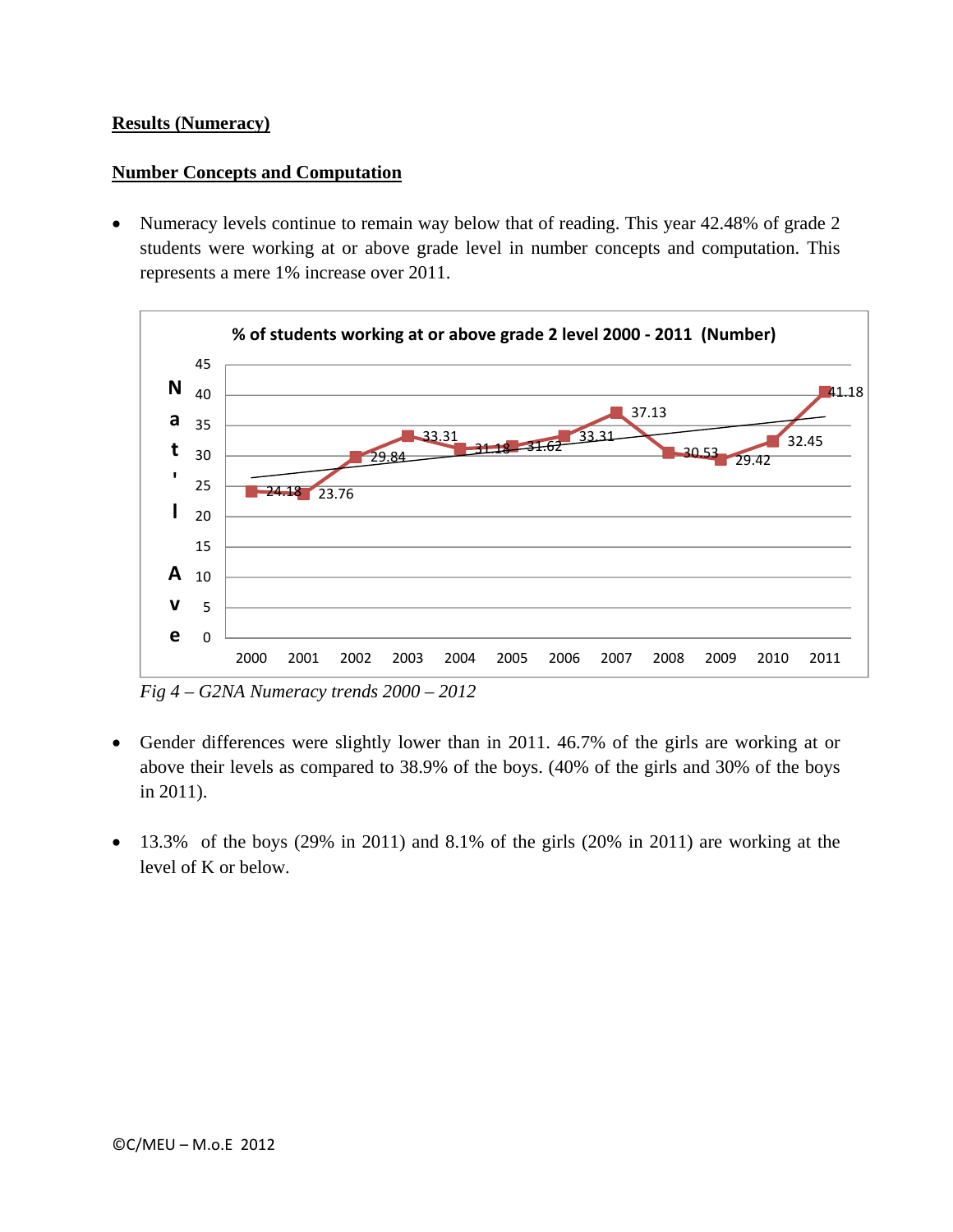**Results (Numeracy)**

**Number Concepts and Computation**

- Numeracy levels continue to remain way below that of reading. This year 42.48% of grade 2 students were working at or above grade level in number concepts and computation. This represents a mere 1% increase over 2011.

% of students working at or above grade 2 level 2000 - 2011 (Number)

| Year | 2000 | 2001 | 2002 | 2003 | 2004 | 2005 | 2006 | 2007 | 2008 | 2009 | 2010 | 2011 |
|---|---|---|---|---|---|---|---|---|---|---|---|---|
| Nat'l Ave | 24.18 | 23.76 | 29.84 | 33.31 | 31.18 | 31.62 | 33.31 | 37.13 | 30.53 | 29.42 | 32.45 | 41.18 |

*Fig 4 – G2NA Numeracy trends 2000 – 2012*

- Gender differences were slightly lower than in 2011. 46.7% of the girls are working at or above their levels as compared to 38.9% of the boys. (40% of the girls and 30% of the boys in 2011).

- 13.3% of the boys (29% in 2011) and 8.1% of the girls (20% in 2011) are working at the level of K or below.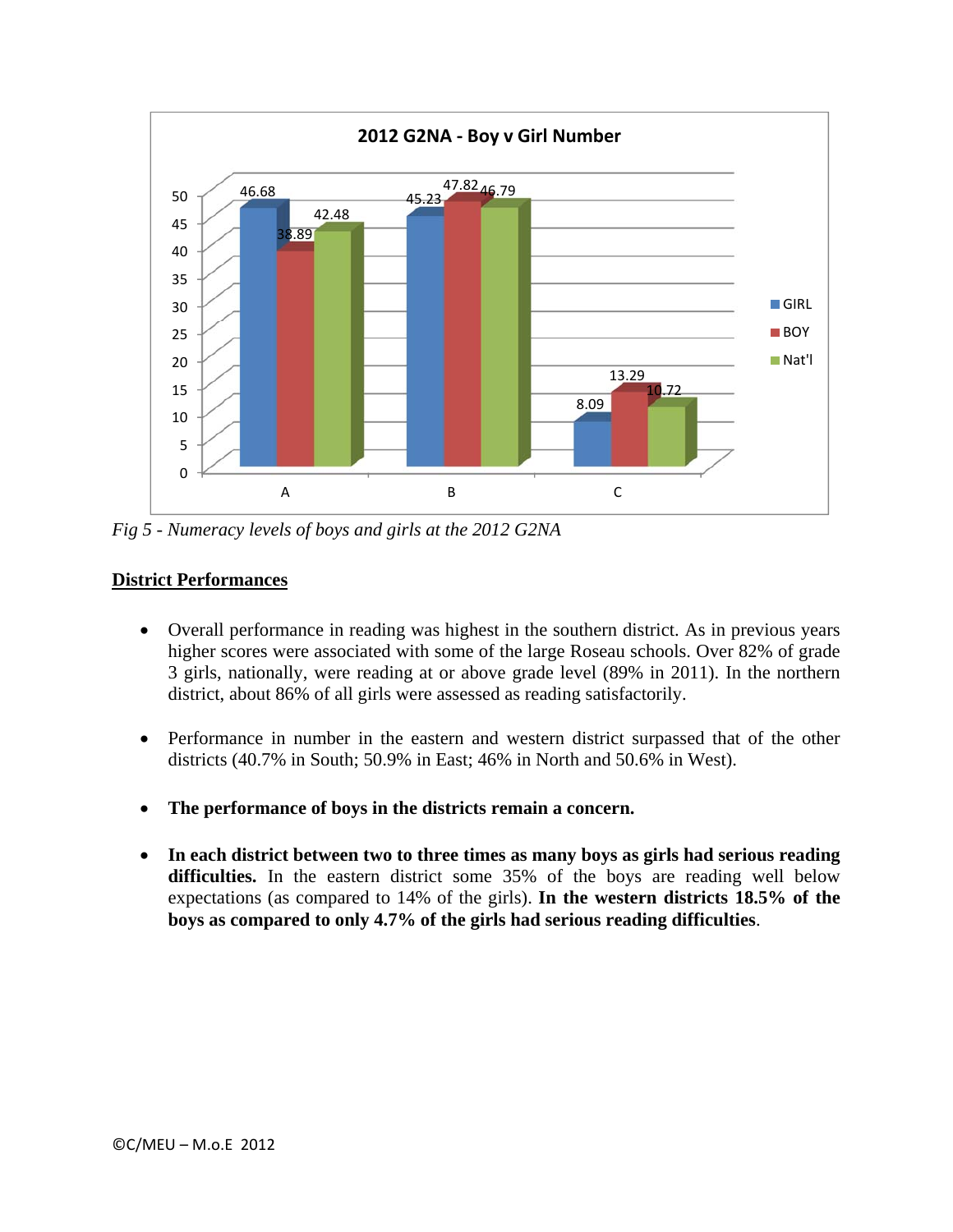Fig 5 - Numeracy levels of boys and girls at the 2012 G2NA

## District Performances

- Overall performance in reading was highest in the southern district. As in previous years higher scores were associated with some of the large Roseau schools. Over 82% of grade 3 girls, nationally, were reading at or above grade level (89% in 2011). In the northern district, about 86% of all girls were assessed as reading satisfactorily.

- Performance in number in the eastern and western district surpassed that of the other districts (40.7% in South; 50.9% in East; 46% in North and 50.6% in West).

- **The performance of boys in the districts remain a concern.**

- **In each district between two to three times as many boys as girls had serious reading difficulties.** In the eastern district some 35% of the boys are reading well below expectations (as compared to 14% of the girls). **In the western districts 18.5% of the boys as compared to only 4.7% of the girls had serious reading difficulties**.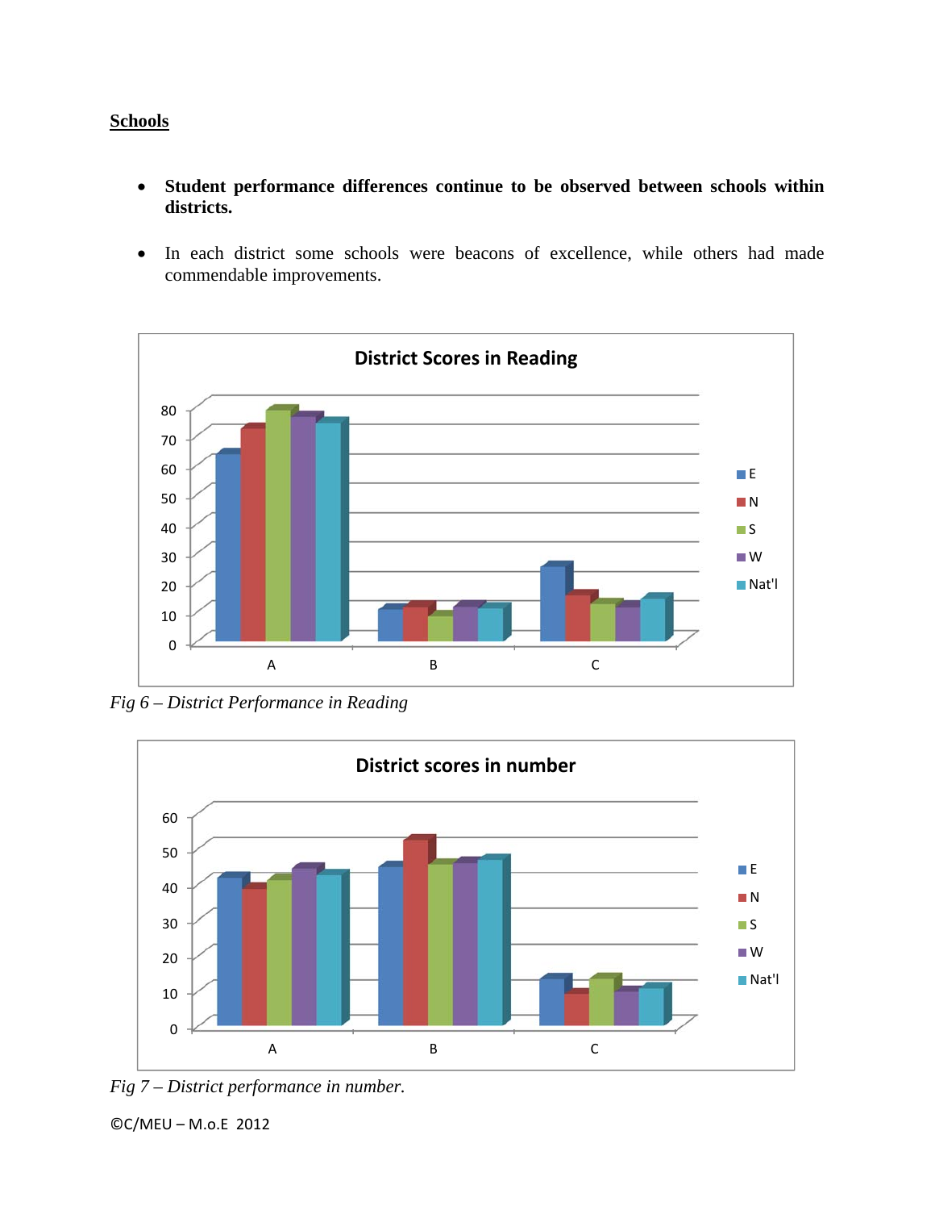## Schools

- **Student performance differences continue to be observed between schools within districts.**
- In each district some schools were beacons of excellence, while others had made commendable improvements.

*Fig 6 – District Performance in Reading*

*Fig 7 – District performance in number.*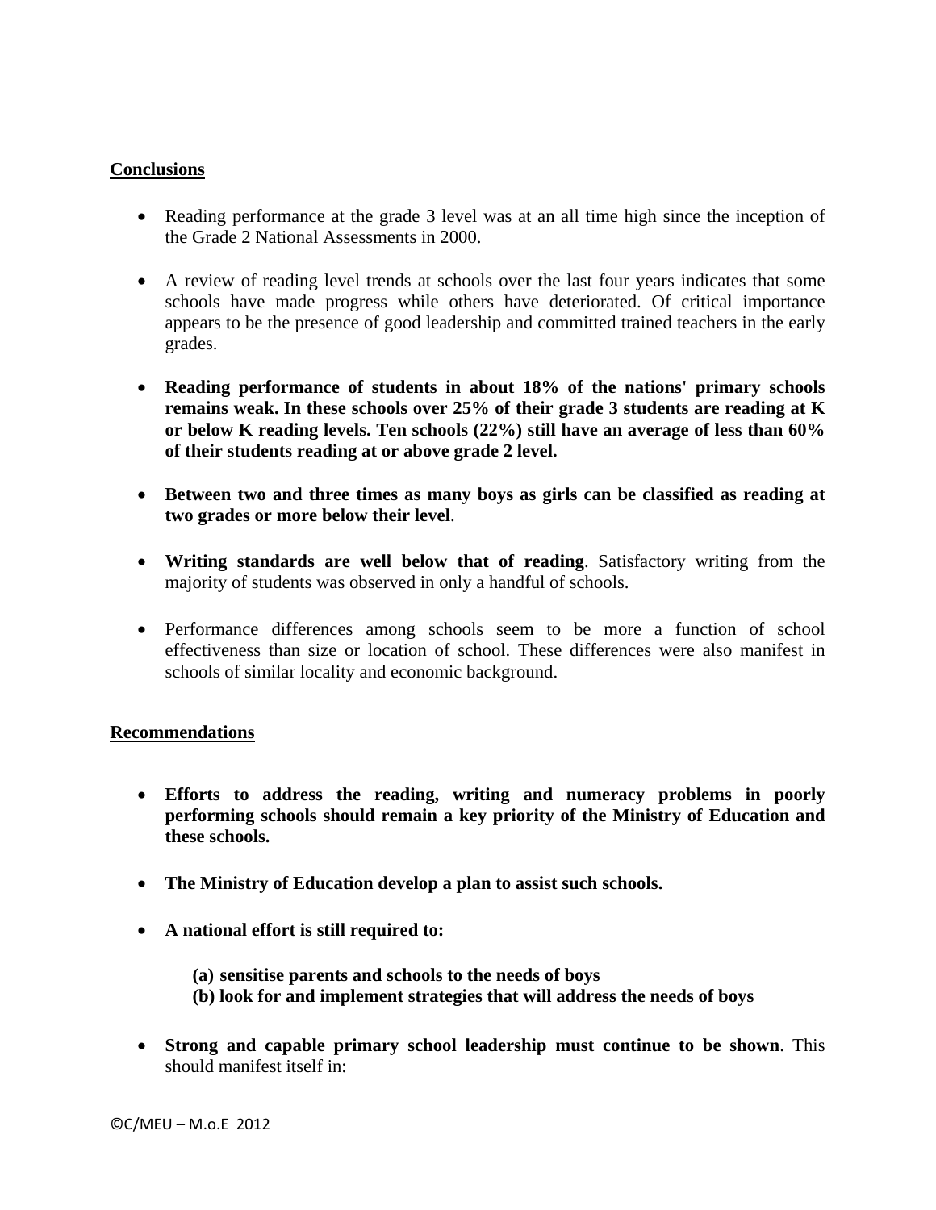**Conclusions**

- Reading performance at the grade 3 level was at an all time high since the inception of the Grade 2 National Assessments in 2000.

- A review of reading level trends at schools over the last four years indicates that some schools have made progress while others have deteriorated. Of critical importance appears to be the presence of good leadership and committed trained teachers in the early grades.

- **Reading performance of students in about 18% of the nations' primary schools remains weak. In these schools over 25% of their grade 3 students are reading at K or below K reading levels. Ten schools (22%) still have an average of less than 60% of their students reading at or above grade 2 level.**

- **Between two and three times as many boys as girls can be classified as reading at two grades or more below their level**.

- **Writing standards are well below that of reading**. Satisfactory writing from the majority of students was observed in only a handful of schools.

- Performance differences among schools seem to be more a function of school effectiveness than size or location of school. These differences were also manifest in schools of similar locality and economic background.

**Recommendations**

- **Efforts to address the reading, writing and numeracy problems in poorly performing schools should remain a key priority of the Ministry of Education and these schools.**

- **The Ministry of Education develop a plan to assist such schools.**

- **A national effort is still required to:**

  **(a) sensitise parents and schools to the needs of boys**
  **(b) look for and implement strategies that will address the needs of boys**

- **Strong and capable primary school leadership must continue to be shown**. This should manifest itself in: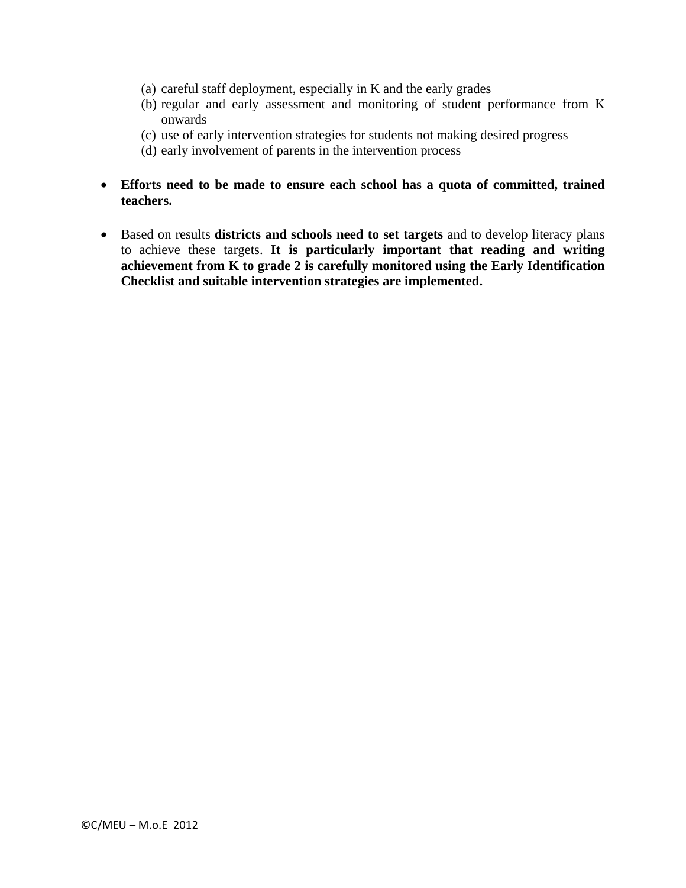(a) careful staff deployment, especially in K and the early grades
(b) regular and early assessment and monitoring of student performance from K onwards
(c) use of early intervention strategies for students not making desired progress
(d) early involvement of parents in the intervention process

- **Efforts need to be made to ensure each school has a quota of committed, trained teachers.**

- Based on results **districts and schools need to set targets** and to develop literacy plans to achieve these targets. **It is particularly important that reading and writing achievement from K to grade 2 is carefully monitored using the Early Identification Checklist and suitable intervention strategies are implemented.**